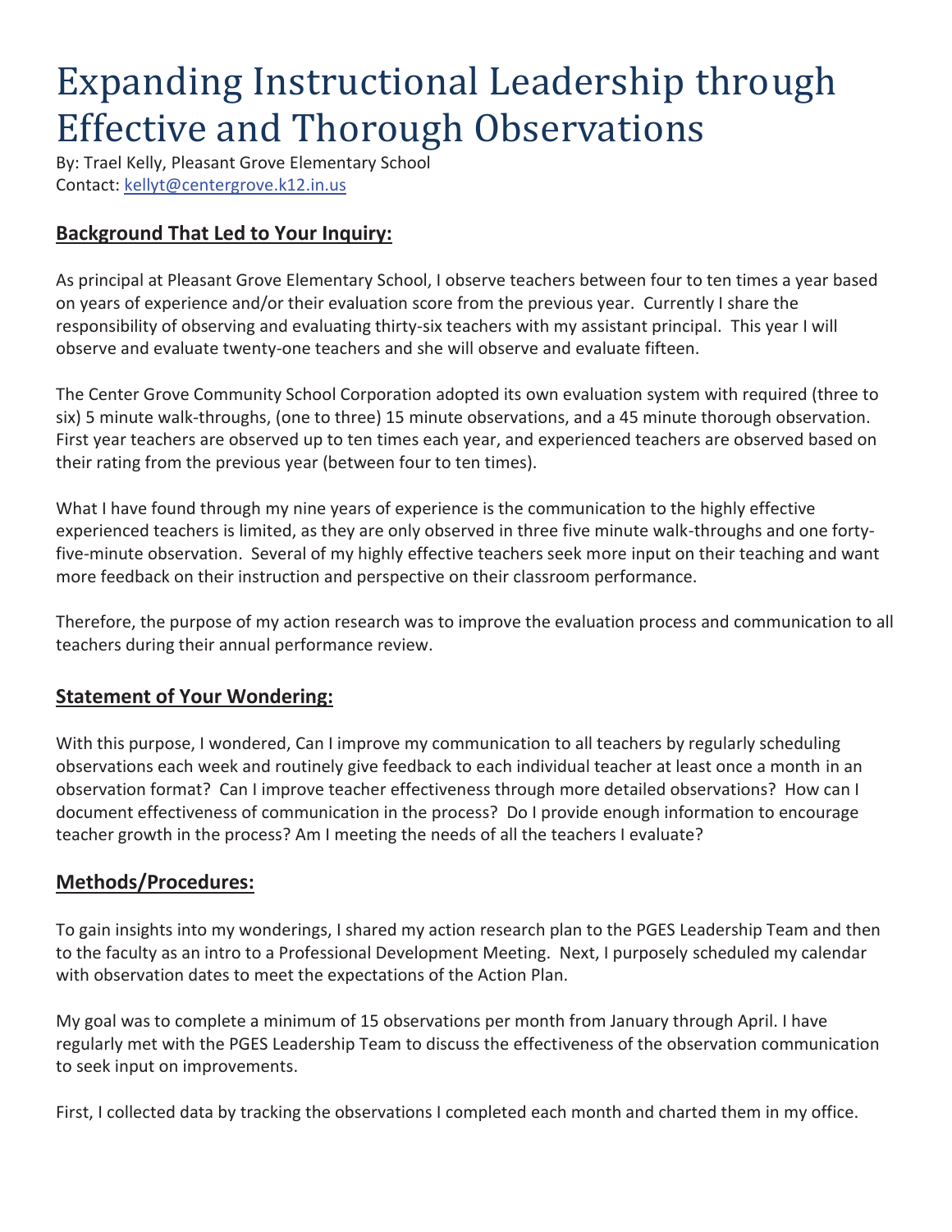# Expanding Instructional Leadership through Effective and Thorough Observations

By: Trael Kelly, Pleasant Grove Elementary School
Contact: kellyt@centergrove.k12.in.us

## Background That Led to Your Inquiry:

As principal at Pleasant Grove Elementary School, I observe teachers between four to ten times a year based on years of experience and/or their evaluation score from the previous year. Currently I share the responsibility of observing and evaluating thirty-six teachers with my assistant principal. This year I will observe and evaluate twenty-one teachers and she will observe and evaluate fifteen.

The Center Grove Community School Corporation adopted its own evaluation system with required (three to six) 5 minute walk-throughs, (one to three) 15 minute observations, and a 45 minute thorough observation. First year teachers are observed up to ten times each year, and experienced teachers are observed based on their rating from the previous year (between four to ten times).

What I have found through my nine years of experience is the communication to the highly effective experienced teachers is limited, as they are only observed in three five minute walk-throughs and one forty-five-minute observation. Several of my highly effective teachers seek more input on their teaching and want more feedback on their instruction and perspective on their classroom performance.

Therefore, the purpose of my action research was to improve the evaluation process and communication to all teachers during their annual performance review.

## Statement of Your Wondering:

With this purpose, I wondered, Can I improve my communication to all teachers by regularly scheduling observations each week and routinely give feedback to each individual teacher at least once a month in an observation format? Can I improve teacher effectiveness through more detailed observations? How can I document effectiveness of communication in the process? Do I provide enough information to encourage teacher growth in the process? Am I meeting the needs of all the teachers I evaluate?

## Methods/Procedures:

To gain insights into my wonderings, I shared my action research plan to the PGES Leadership Team and then to the faculty as an intro to a Professional Development Meeting. Next, I purposely scheduled my calendar with observation dates to meet the expectations of the Action Plan.

My goal was to complete a minimum of 15 observations per month from January through April. I have regularly met with the PGES Leadership Team to discuss the effectiveness of the observation communication to seek input on improvements.

First, I collected data by tracking the observations I completed each month and charted them in my office.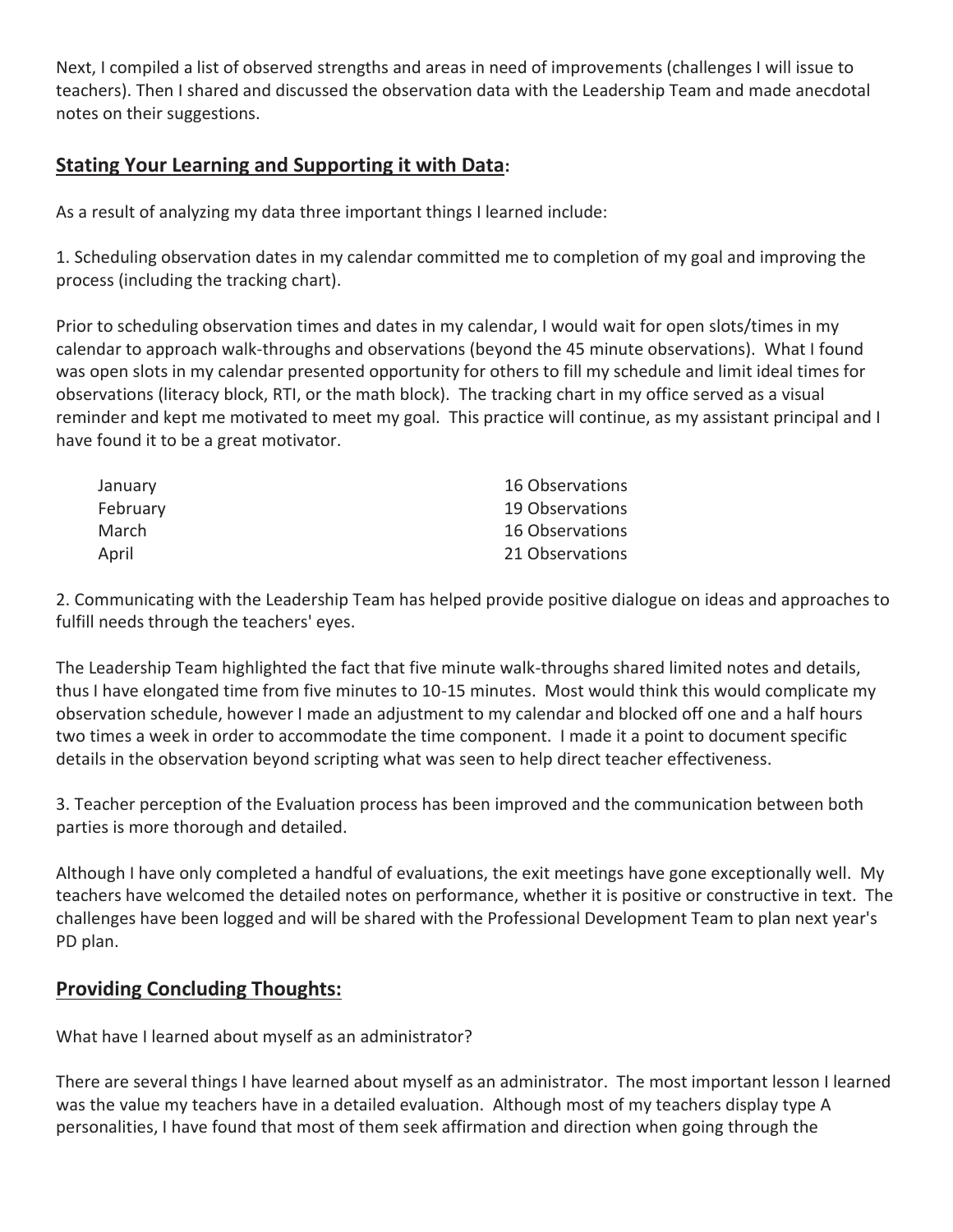Next, I compiled a list of observed strengths and areas in need of improvements (challenges I will issue to teachers). Then I shared and discussed the observation data with the Leadership Team and made anecdotal notes on their suggestions.

## **Stating Your Learning and Supporting it with Data:**

As a result of analyzing my data three important things I learned include:

1. Scheduling observation dates in my calendar committed me to completion of my goal and improving the process (including the tracking chart).

Prior to scheduling observation times and dates in my calendar, I would wait for open slots/times in my calendar to approach walk-throughs and observations (beyond the 45 minute observations). What I found was open slots in my calendar presented opportunity for others to fill my schedule and limit ideal times for observations (literacy block, RTI, or the math block). The tracking chart in my office served as a visual reminder and kept me motivated to meet my goal. This practice will continue, as my assistant principal and I have found it to be a great motivator.

| | |
|---|---|
| January | 16 Observations |
| February | 19 Observations |
| March | 16 Observations |
| April | 21 Observations |

2. Communicating with the Leadership Team has helped provide positive dialogue on ideas and approaches to fulfill needs through the teachers' eyes.

The Leadership Team highlighted the fact that five minute walk-throughs shared limited notes and details, thus I have elongated time from five minutes to 10-15 minutes. Most would think this would complicate my observation schedule, however I made an adjustment to my calendar and blocked off one and a half hours two times a week in order to accommodate the time component. I made it a point to document specific details in the observation beyond scripting what was seen to help direct teacher effectiveness.

3. Teacher perception of the Evaluation process has been improved and the communication between both parties is more thorough and detailed.

Although I have only completed a handful of evaluations, the exit meetings have gone exceptionally well. My teachers have welcomed the detailed notes on performance, whether it is positive or constructive in text. The challenges have been logged and will be shared with the Professional Development Team to plan next year's PD plan.

## **Providing Concluding Thoughts:**

What have I learned about myself as an administrator?

There are several things I have learned about myself as an administrator. The most important lesson I learned was the value my teachers have in a detailed evaluation. Although most of my teachers display type A personalities, I have found that most of them seek affirmation and direction when going through the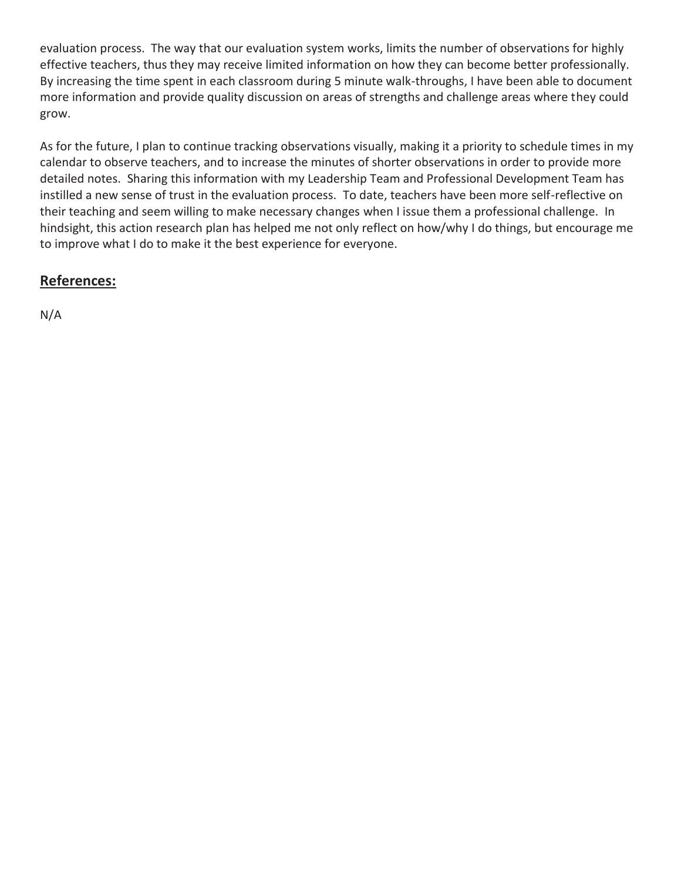evaluation process. The way that our evaluation system works, limits the number of observations for highly effective teachers, thus they may receive limited information on how they can become better professionally. By increasing the time spent in each classroom during 5 minute walk-throughs, I have been able to document more information and provide quality discussion on areas of strengths and challenge areas where they could grow.

As for the future, I plan to continue tracking observations visually, making it a priority to schedule times in my calendar to observe teachers, and to increase the minutes of shorter observations in order to provide more detailed notes. Sharing this information with my Leadership Team and Professional Development Team has instilled a new sense of trust in the evaluation process. To date, teachers have been more self-reflective on their teaching and seem willing to make necessary changes when I issue them a professional challenge. In hindsight, this action research plan has helped me not only reflect on how/why I do things, but encourage me to improve what I do to make it the best experience for everyone.

## References:

N/A